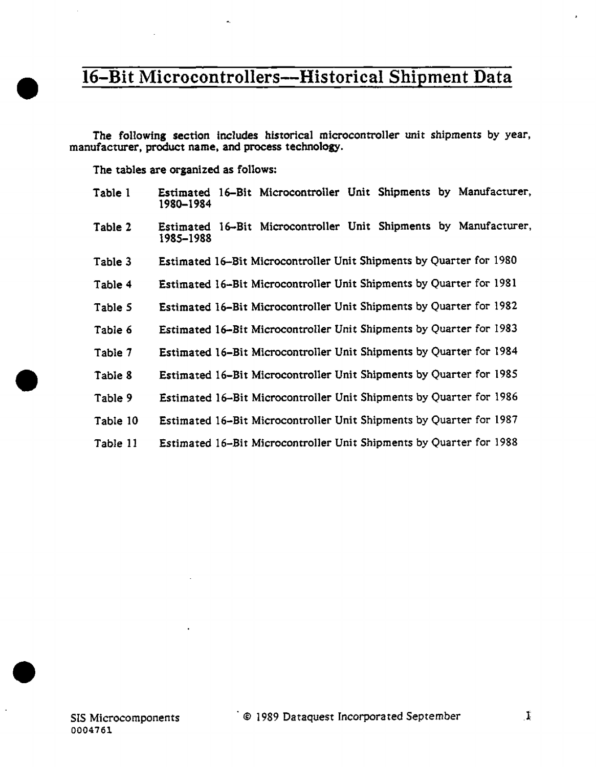# 16-Bit Microcontrollers—Historical Shipment Data

The following section includes historical microcontroller unit shipments by year, manufacturer, product name, and process technology.

The tables are organized as follows:

| | |
|---|---|
| Table 1 | Estimated 16-Bit Microcontroller Unit Shipments by Manufacturer, 1980–1984 |
| Table 2 | Estimated 16-Bit Microcontroller Unit Shipments by Manufacturer, 1985–1988 |
| Table 3 | Estimated 16-Bit Microcontroller Unit Shipments by Quarter for 1980 |
| Table 4 | Estimated 16-Bit Microcontroller Unit Shipments by Quarter for 1981 |
| Table 5 | Estimated 16-Bit Microcontroller Unit Shipments by Quarter for 1982 |
| Table 6 | Estimated 16-Bit Microcontroller Unit Shipments by Quarter for 1983 |
| Table 7 | Estimated 16-Bit Microcontroller Unit Shipments by Quarter for 1984 |
| Table 8 | Estimated 16-Bit Microcontroller Unit Shipments by Quarter for 1985 |
| Table 9 | Estimated 16-Bit Microcontroller Unit Shipments by Quarter for 1986 |
| Table 10 | Estimated 16-Bit Microcontroller Unit Shipments by Quarter for 1987 |
| Table 11 | Estimated 16-Bit Microcontroller Unit Shipments by Quarter for 1988 |

SIS Microcomponents
0004761

© 1989 Dataquest Incorporated September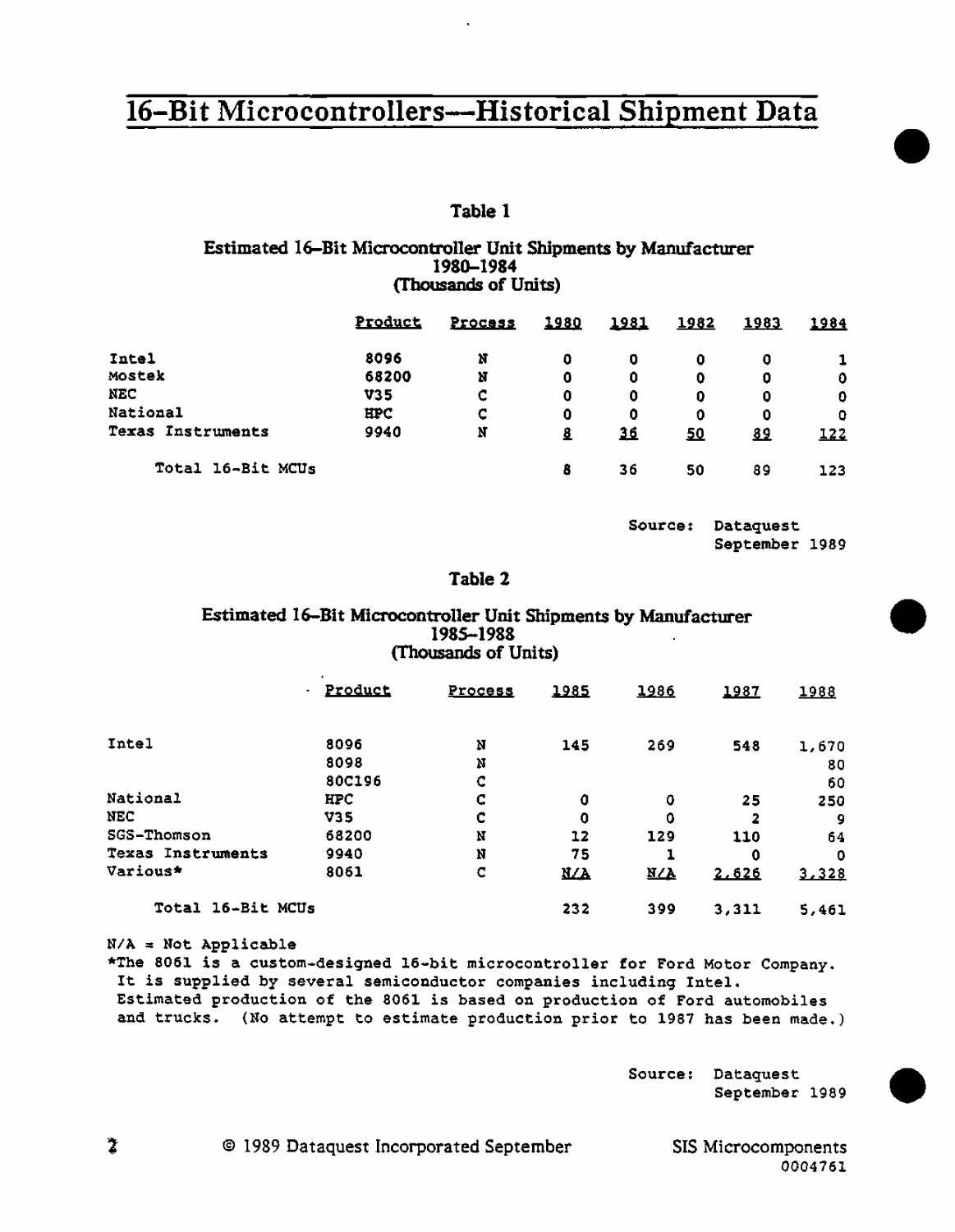# 16-Bit Microcontrollers—Historical Shipment Data

**Table 1**

**Estimated 16-Bit Microcontroller Unit Shipments by Manufacturer
1980–1984
(Thousands of Units)**

| | Product | Process | 1980 | 1981 | 1982 | 1983 | 1984 |
|---|---|---|---|---|---|---|---|
| Intel | 8096 | N | 0 | 0 | 0 | 0 | 1 |
| Mostek | 68200 | N | 0 | 0 | 0 | 0 | 0 |
| NEC | V35 | C | 0 | 0 | 0 | 0 | 0 |
| National | HPC | C | 0 | 0 | 0 | 0 | 0 |
| Texas Instruments | 9940 | N | 8 | 36 | 50 | 89 | 122 |
| Total 16-Bit MCUs | | | 8 | 36 | 50 | 89 | 123 |

Source: Dataquest
September 1989

**Table 2**

**Estimated 16-Bit Microcontroller Unit Shipments by Manufacturer
1985–1988
(Thousands of Units)**

| | Product | Process | 1985 | 1986 | 1987 | 1988 |
|---|---|---|---|---|---|---|
| Intel | 8096 | N | 145 | 269 | 548 | 1,670 |
| | 8098 | N | | | | 80 |
| | 80C196 | C | | | | 60 |
| National | HPC | C | 0 | 0 | 25 | 250 |
| NEC | V35 | C | 0 | 0 | 2 | 9 |
| SGS-Thomson | 68200 | N | 12 | 129 | 110 | 64 |
| Texas Instruments | 9940 | N | 75 | 1 | 0 | 0 |
| Various* | 8061 | C | N/A | N/A | 2,626 | 3,328 |
| Total 16-Bit MCUs | | | 232 | 399 | 3,311 | 5,461 |

N/A = Not Applicable
*The 8061 is a custom-designed 16-bit microcontroller for Ford Motor Company. It is supplied by several semiconductor companies including Intel. Estimated production of the 8061 is based on production of Ford automobiles and trucks. (No attempt to estimate production prior to 1987 has been made.)

Source: Dataquest
September 1989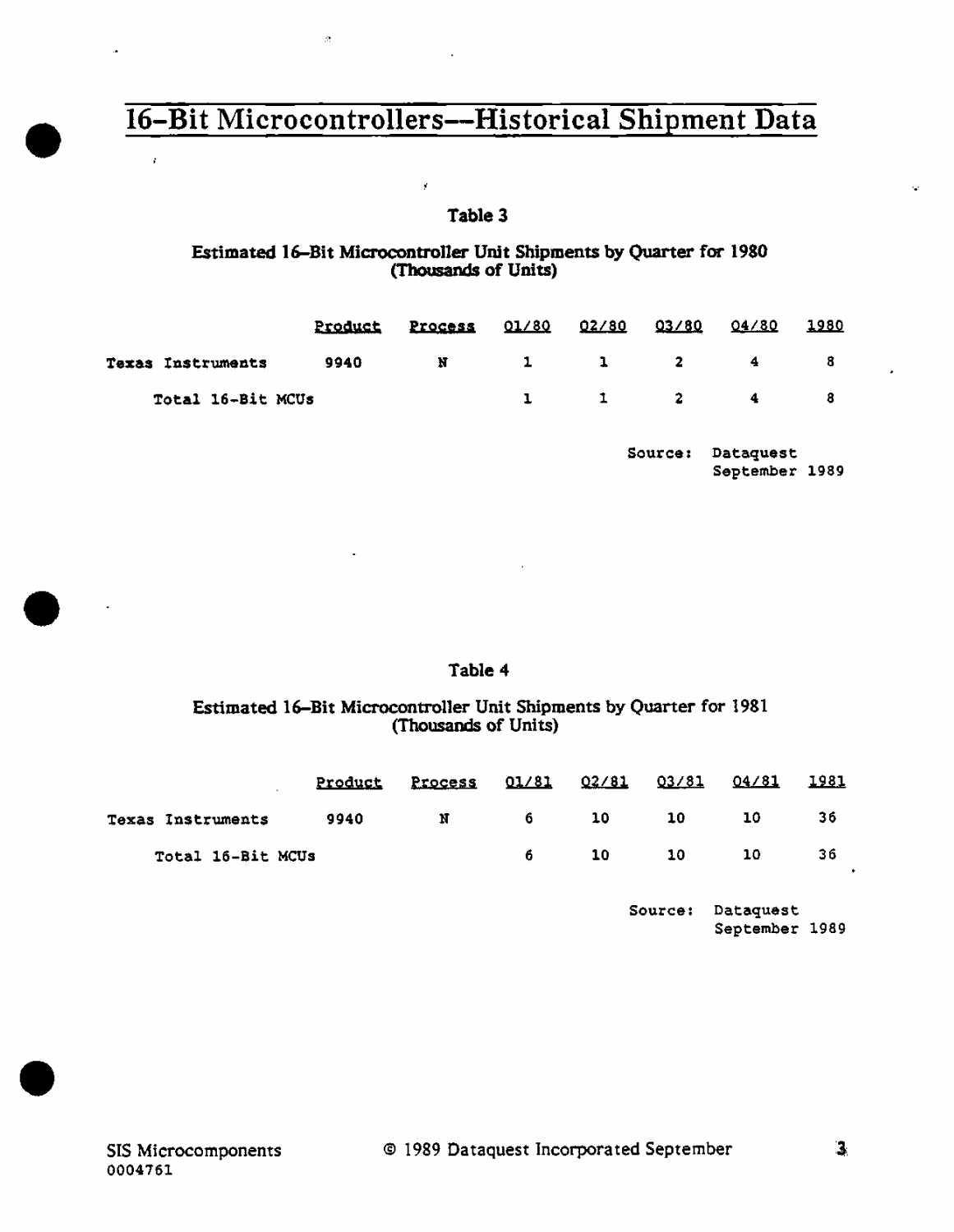# 16-Bit Microcontrollers—Historical Shipment Data

Table 3

Estimated 16-Bit Microcontroller Unit Shipments by Quarter for 1980
(Thousands of Units)

| | Product | Process | Q1/80 | Q2/80 | Q3/80 | Q4/80 | 1980 |
|---|---|---|---|---|---|---|---|
| Texas Instruments | 9940 | N | 1 | 1 | 2 | 4 | 8 |
| Total 16-Bit MCUs | | | 1 | 1 | 2 | 4 | 8 |

Source: Dataquest
September 1989

Table 4

Estimated 16-Bit Microcontroller Unit Shipments by Quarter for 1981
(Thousands of Units)

| | Product | Process | Q1/81 | Q2/81 | Q3/81 | Q4/81 | 1981 |
|---|---|---|---|---|---|---|---|
| Texas Instruments | 9940 | N | 6 | 10 | 10 | 10 | 36 |
| Total 16-Bit MCUs | | | 6 | 10 | 10 | 10 | 36 |

Source: Dataquest
September 1989

SIS Microcomponents
0004761

© 1989 Dataquest Incorporated September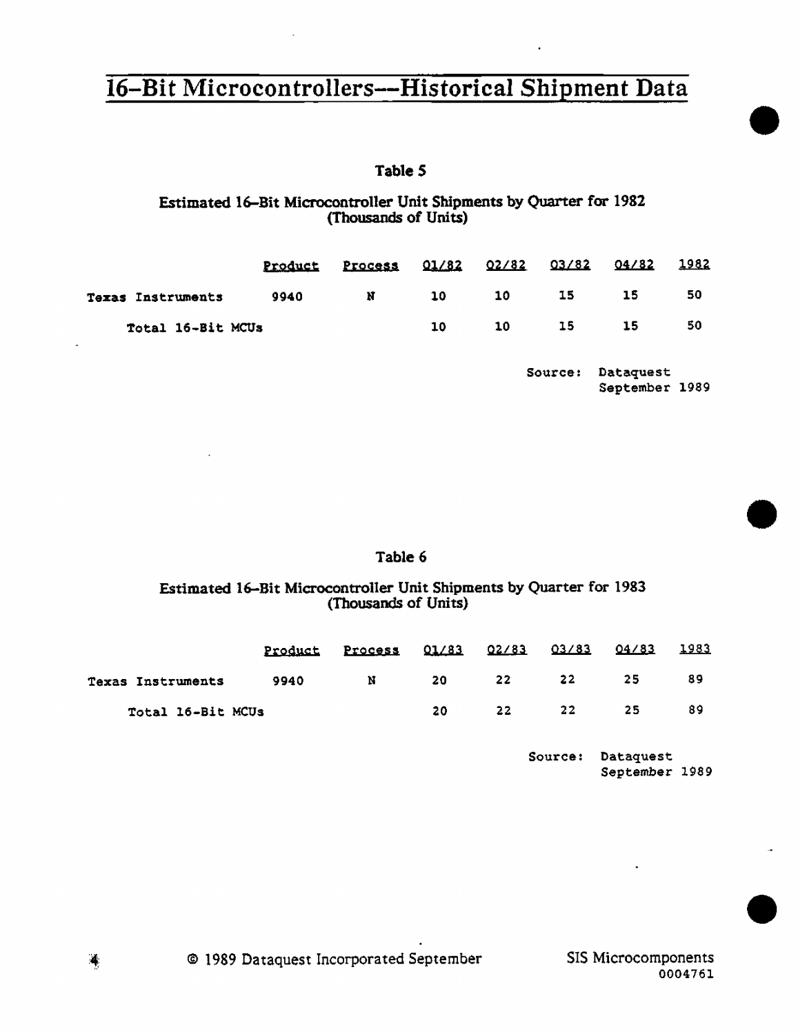# 16-Bit Microcontrollers—Historical Shipment Data

**Table 5**

**Estimated 16-Bit Microcontroller Unit Shipments by Quarter for 1982 (Thousands of Units)**

| | Product | Process | Q1/82 | Q2/82 | Q3/82 | Q4/82 | 1982 |
|---|---|---|---|---|---|---|---|
| Texas Instruments | 9940 | N | 10 | 10 | 15 | 15 | 50 |
| Total 16-Bit MCUs | | | 10 | 10 | 15 | 15 | 50 |

Source: Dataquest September 1989

**Table 6**

**Estimated 16-Bit Microcontroller Unit Shipments by Quarter for 1983 (Thousands of Units)**

| | Product | Process | Q1/83 | Q2/83 | Q3/83 | Q4/83 | 1983 |
|---|---|---|---|---|---|---|---|
| Texas Instruments | 9940 | N | 20 | 22 | 22 | 25 | 89 |
| Total 16-Bit MCUs | | | 20 | 22 | 22 | 25 | 89 |

Source: Dataquest September 1989

© 1989 Dataquest Incorporated September

SIS Microcomponents
0004761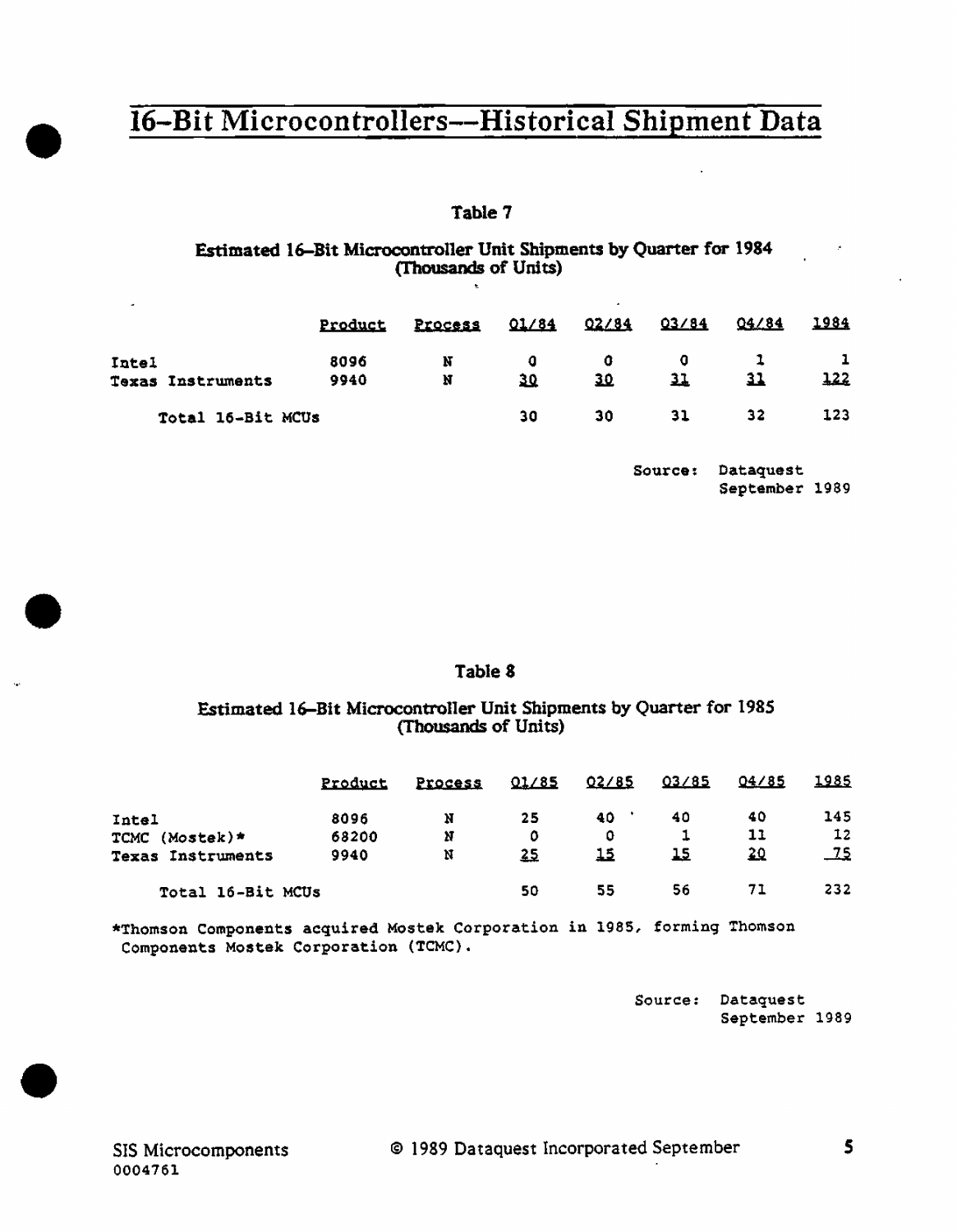# 16-Bit Microcontrollers—Historical Shipment Data

### Table 7

**Estimated 16-Bit Microcontroller Unit Shipments by Quarter for 1984 (Thousands of Units)**

| | Product | Process | Q1/84 | Q2/84 | Q3/84 | Q4/84 | 1984 |
|---|---|---|---|---|---|---|---|
| Intel | 8096 | N | 0 | 0 | 0 | 1 | 1 |
| Texas Instruments | 9940 | N | 30 | 30 | 31 | 31 | 122 |
| Total 16-Bit MCUs | | | 30 | 30 | 31 | 32 | 123 |

Source: Dataquest
September 1989

### Table 8

**Estimated 16-Bit Microcontroller Unit Shipments by Quarter for 1985 (Thousands of Units)**

| | Product | Process | Q1/85 | Q2/85 | Q3/85 | Q4/85 | 1985 |
|---|---|---|---|---|---|---|---|
| Intel | 8096 | N | 25 | 40 | 40 | 40 | 145 |
| TCMC (Mostek)* | 68200 | N | 0 | 0 | 1 | 11 | 12 |
| Texas Instruments | 9940 | N | 25 | 15 | 15 | 20 | 75 |
| Total 16-Bit MCUs | | | 50 | 55 | 56 | 71 | 232 |

*Thomson Components acquired Mostek Corporation in 1985, forming Thomson Components Mostek Corporation (TCMC).

Source: Dataquest
September 1989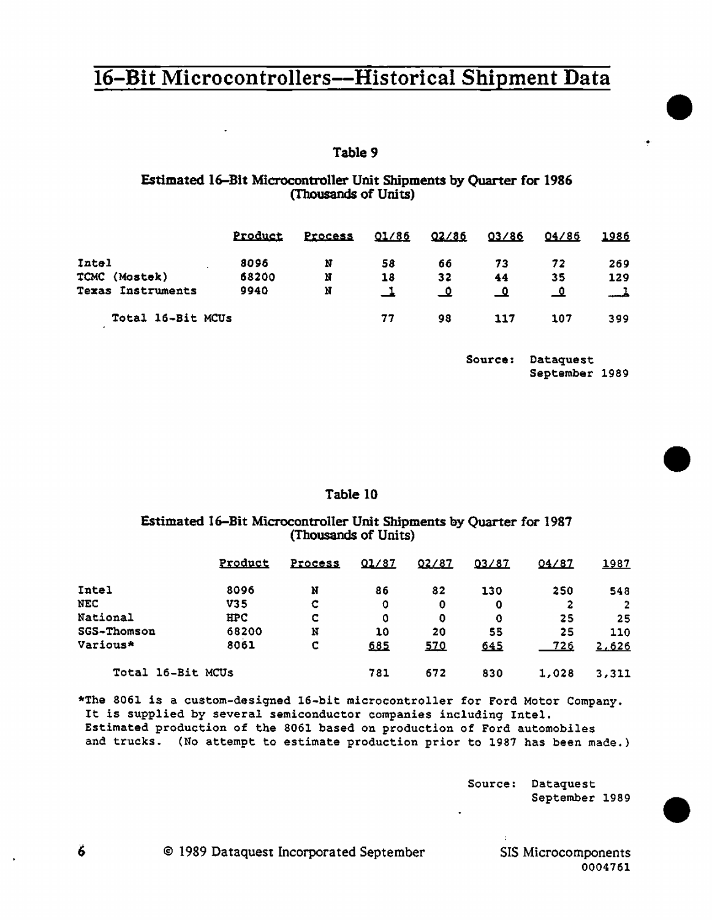# 16-Bit Microcontrollers—Historical Shipment Data

### Table 9

### Estimated 16-Bit Microcontroller Unit Shipments by Quarter for 1986 (Thousands of Units)

| | Product | Process | Q1/86 | Q2/86 | Q3/86 | Q4/86 | 1986 |
|---|---|---|---|---|---|---|---|
| Intel | 8096 | N | 58 | 66 | 73 | 72 | 269 |
| TCMC (Mostek) | 68200 | N | 18 | 32 | 44 | 35 | 129 |
| Texas Instruments | 9940 | N | 1 | 0 | 0 | 0 | 1 |
| Total 16-Bit MCUs | | | 77 | 98 | 117 | 107 | 399 |

Source: Dataquest
September 1989

### Table 10

### Estimated 16-Bit Microcontroller Unit Shipments by Quarter for 1987 (Thousands of Units)

| | Product | Process | Q1/87 | Q2/87 | Q3/87 | Q4/87 | 1987 |
|---|---|---|---|---|---|---|---|
| Intel | 8096 | N | 86 | 82 | 130 | 250 | 548 |
| NEC | V35 | C | 0 | 0 | 0 | 2 | 2 |
| National | HPC | C | 0 | 0 | 0 | 25 | 25 |
| SGS-Thomson | 68200 | N | 10 | 20 | 55 | 25 | 110 |
| Various* | 8061 | C | 685 | 570 | 645 | 726 | 2,626 |
| Total 16-Bit MCUs | | | 781 | 672 | 830 | 1,028 | 3,311 |

*The 8061 is a custom-designed 16-bit microcontroller for Ford Motor Company. It is supplied by several semiconductor companies including Intel. Estimated production of the 8061 based on production of Ford automobiles and trucks. (No attempt to estimate production prior to 1987 has been made.)

Source: Dataquest
September 1989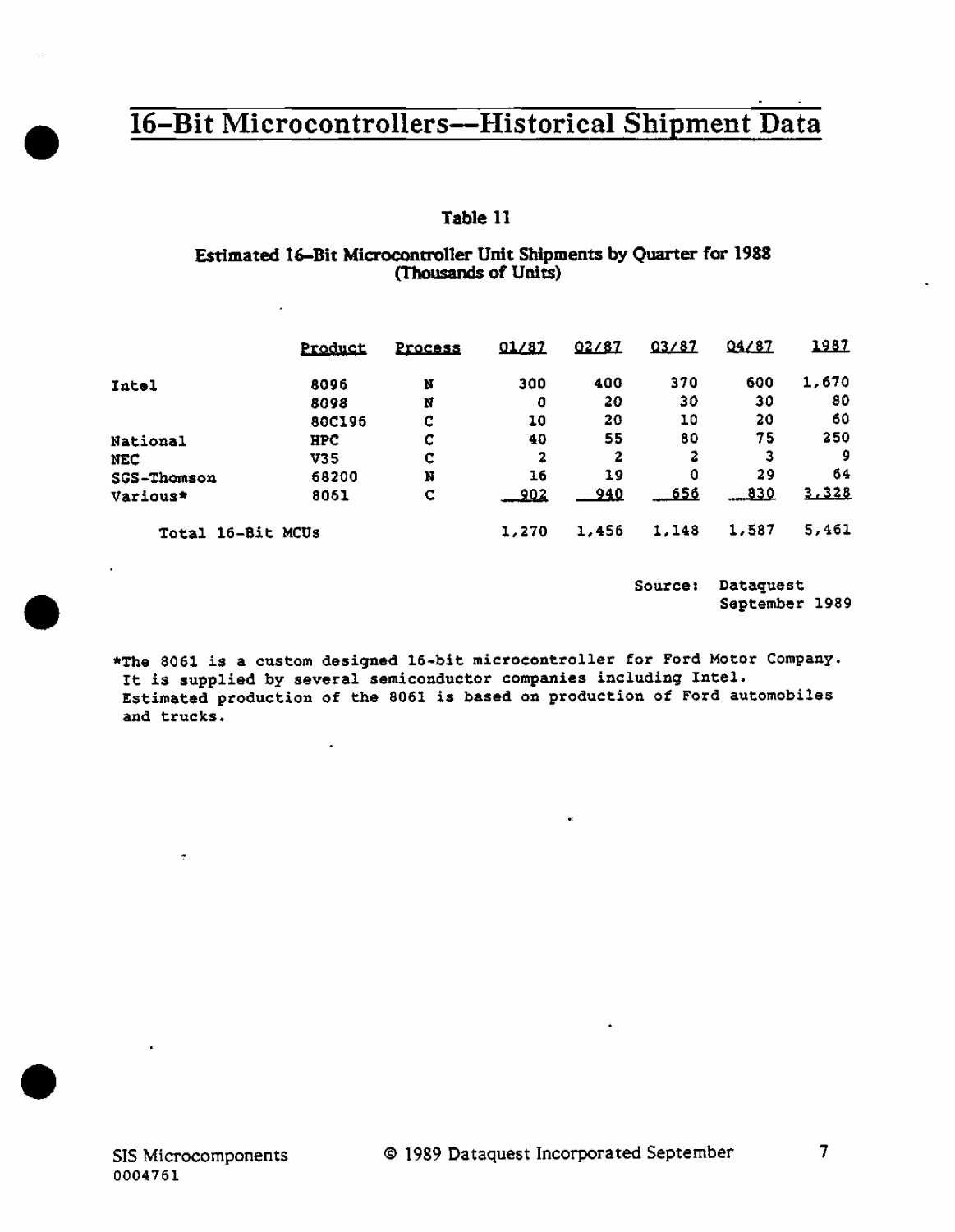# 16-Bit Microcontrollers—Historical Shipment Data

**Table 11**

**Estimated 16-Bit Microcontroller Unit Shipments by Quarter for 1988 (Thousands of Units)**

| | Product | Process | Q1/87 | Q2/87 | Q3/87 | Q4/87 | 1987 |
|---|---|---|---|---|---|---|---|
| Intel | 8096 | N | 300 | 400 | 370 | 600 | 1,670 |
| | 8098 | N | 0 | 20 | 30 | 30 | 80 |
| | 80C196 | C | 10 | 20 | 10 | 20 | 60 |
| National | HPC | C | 40 | 55 | 80 | 75 | 250 |
| NEC | V35 | C | 2 | 2 | 2 | 3 | 9 |
| SGS-Thomson | 68200 | N | 16 | 19 | 0 | 29 | 64 |
| Various* | 8061 | C | 902 | 940 | 656 | 830 | 3,328 |
| Total 16-Bit MCUs | | | 1,270 | 1,456 | 1,148 | 1,587 | 5,461 |

Source: Dataquest
September 1989

*The 8061 is a custom designed 16-bit microcontroller for Ford Motor Company. It is supplied by several semiconductor companies including Intel. Estimated production of the 8061 is based on production of Ford automobiles and trucks.

SIS Microcomponents
0004761

© 1989 Dataquest Incorporated September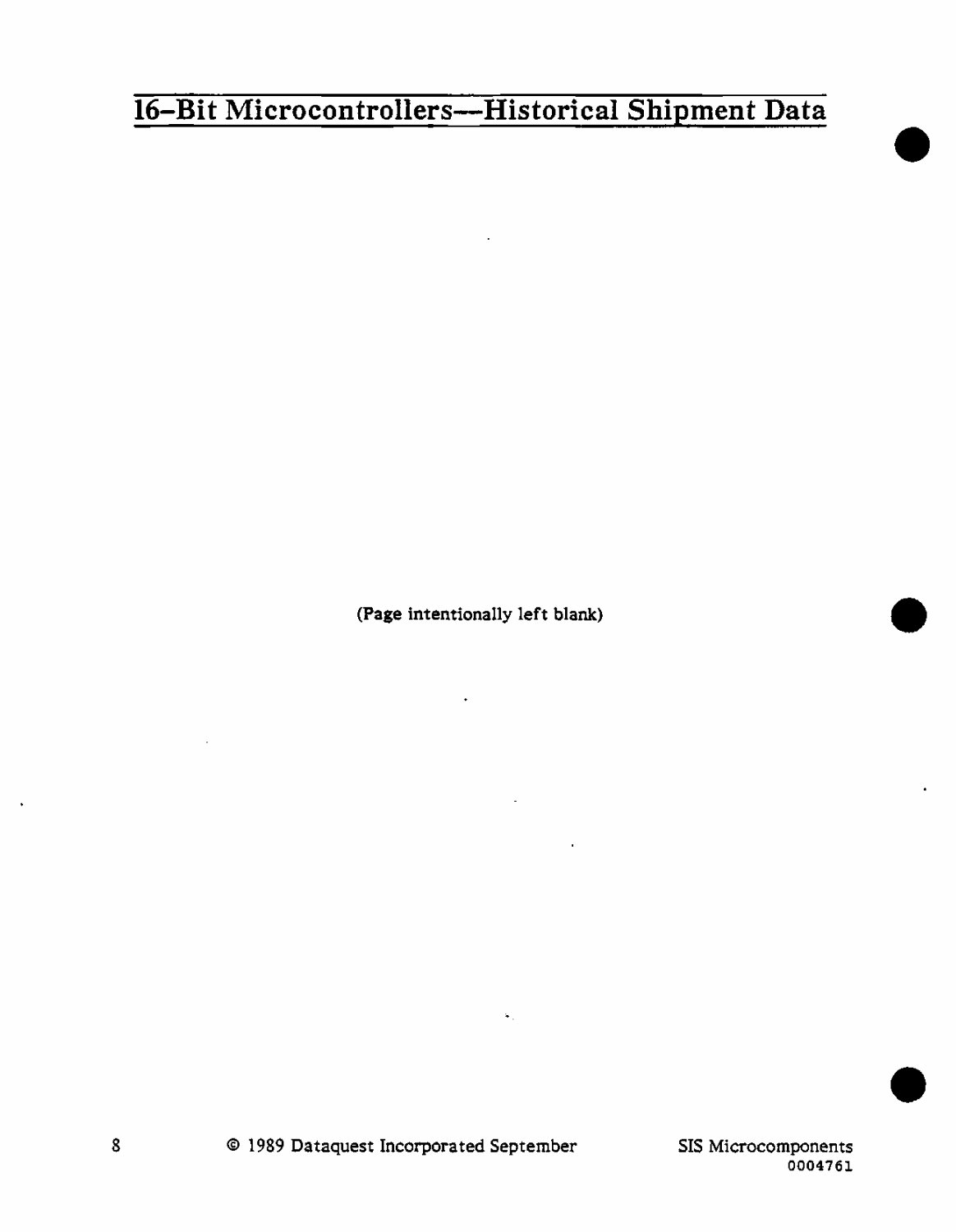# 16-Bit Microcontrollers—Historical Shipment Data

(Page intentionally left blank)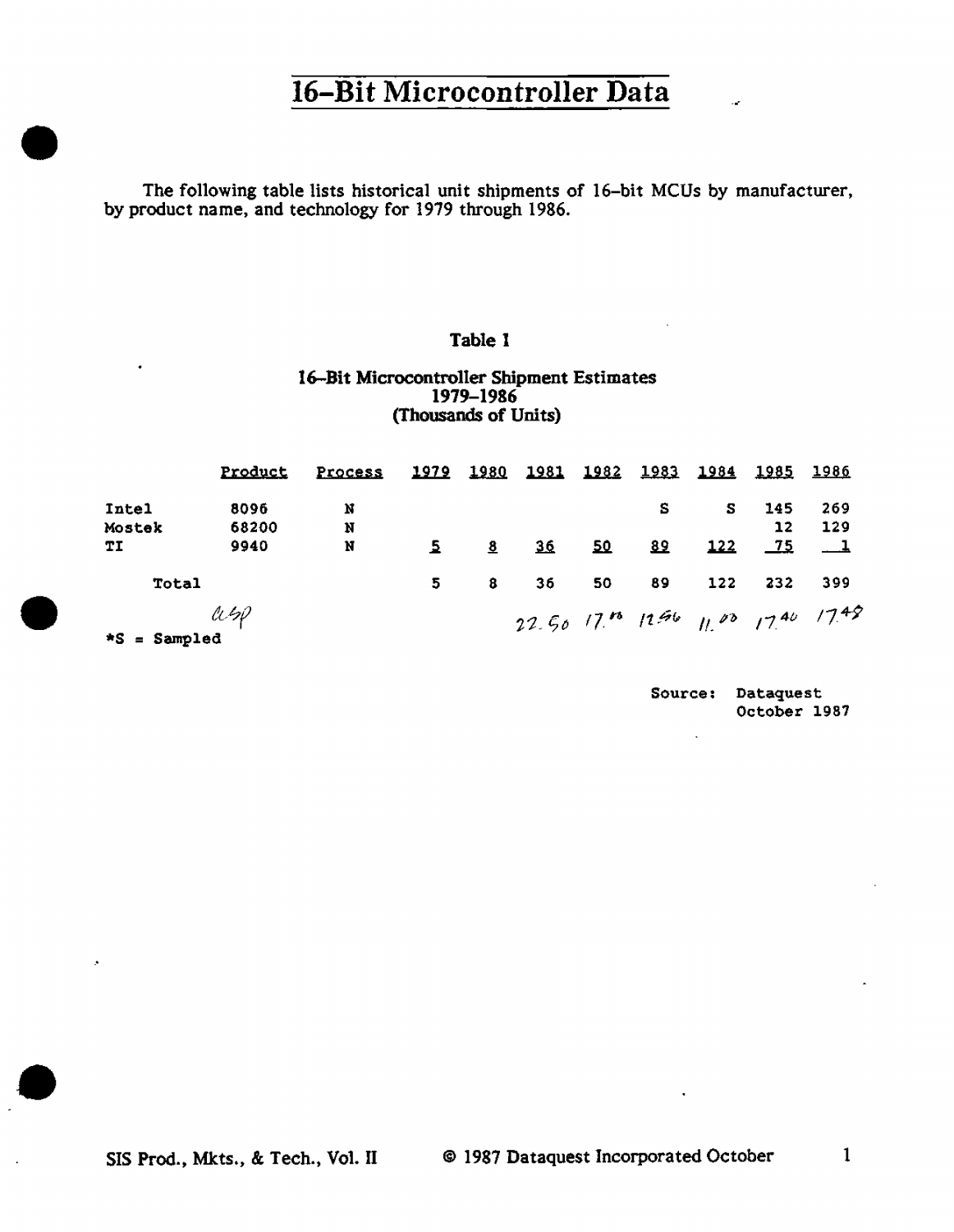# 16-Bit Microcontroller Data

The following table lists historical unit shipments of 16-bit MCUs by manufacturer, by product name, and technology for 1979 through 1986.

**Table 1**

**16-Bit Microcontroller Shipment Estimates**
**1979–1986**
**(Thousands of Units)**

| | Product | Process | 1979 | 1980 | 1981 | 1982 | 1983 | 1984 | 1985 | 1986 |
|---|---|---|---|---|---|---|---|---|---|---|
| Intel | 8096 | N | | | | | S | S | 145 | 269 |
| Mostek | 68200 | N | | | | | | | 12 | 129 |
| TI | 9940 | N | 5 | 8 | 36 | 50 | 89 | 122 | 75 | 1 |
| Total | | | 5 | 8 | 36 | 50 | 89 | 122 | 232 | 399 |
| asp | | | | | 22.50 | 17.00 | 12.56 | 11.00 | 17.40 | 17.48 |

*S = Sampled

Source: Dataquest
October 1987